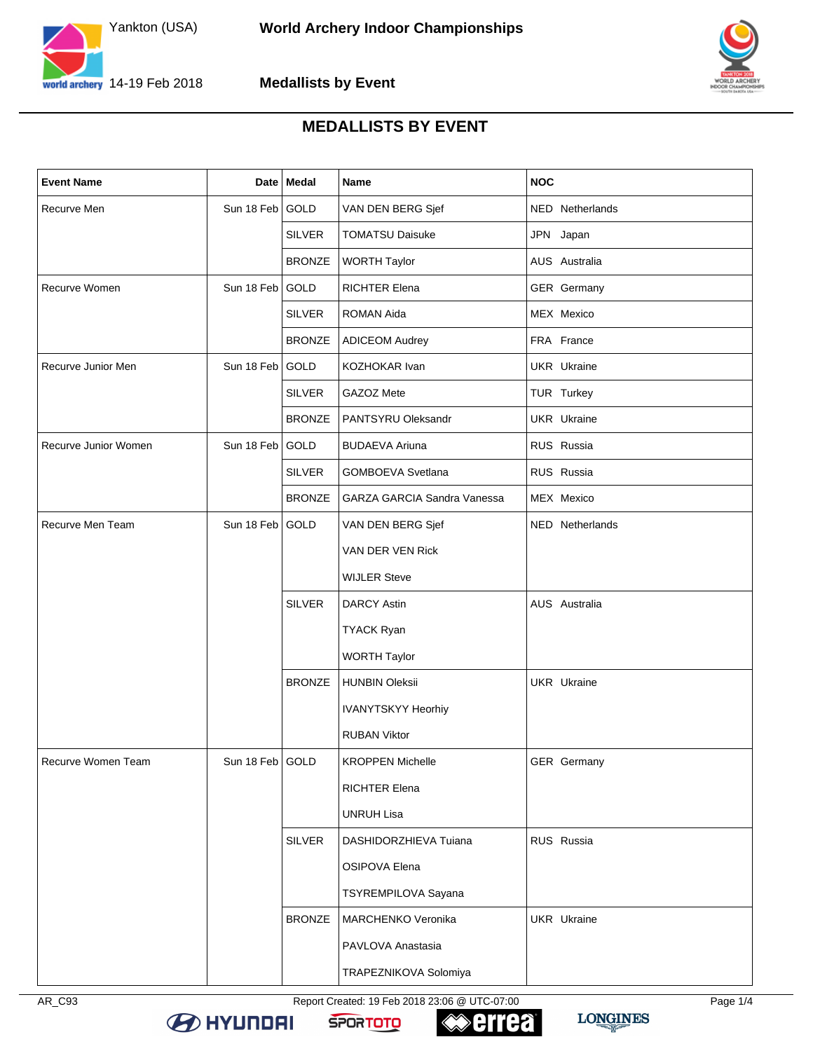# MEDALLISTS BY EVENT

| Event Name | Date | Medal | Name | NOC |
|---|---|---|---|---|
| Recurve Men | Sun 18 Feb | GOLD | VAN DEN BERG Sjef | NED Netherlands |
| | | SILVER | TOMATSU Daisuke | JPN Japan |
| | | BRONZE | WORTH Taylor | AUS Australia |
| Recurve Women | Sun 18 Feb | GOLD | RICHTER Elena | GER Germany |
| | | SILVER | ROMAN Aida | MEX Mexico |
| | | BRONZE | ADICEOM Audrey | FRA France |
| Recurve Junior Men | Sun 18 Feb | GOLD | KOZHOKAR Ivan | UKR Ukraine |
| | | SILVER | GAZOZ Mete | TUR Turkey |
| | | BRONZE | PANTSYRU Oleksandr | UKR Ukraine |
| Recurve Junior Women | Sun 18 Feb | GOLD | BUDAEVA Ariuna | RUS Russia |
| | | SILVER | GOMBOEVA Svetlana | RUS Russia |
| | | BRONZE | GARZA GARCIA Sandra Vanessa | MEX Mexico |
| Recurve Men Team | Sun 18 Feb | GOLD | VAN DEN BERG Sjef<br>VAN DER VEN Rick<br>WIJLER Steve | NED Netherlands |
| | | SILVER | DARCY Astin<br>TYACK Ryan<br>WORTH Taylor | AUS Australia |
| | | BRONZE | HUNBIN Oleksii<br>IVANYTSKYY Heorhiy<br>RUBAN Viktor | UKR Ukraine |
| Recurve Women Team | Sun 18 Feb | GOLD | KROPPEN Michelle<br>RICHTER Elena<br>UNRUH Lisa | GER Germany |
| | | SILVER | DASHIDORZHIEVA Tuiana<br>OSIPOVA Elena<br>TSYREMPILOVA Sayana | RUS Russia |
| | | BRONZE | MARCHENKO Veronika<br>PAVLOVA Anastasia<br>TRAPEZNIKOVA Solomiya | UKR Ukraine |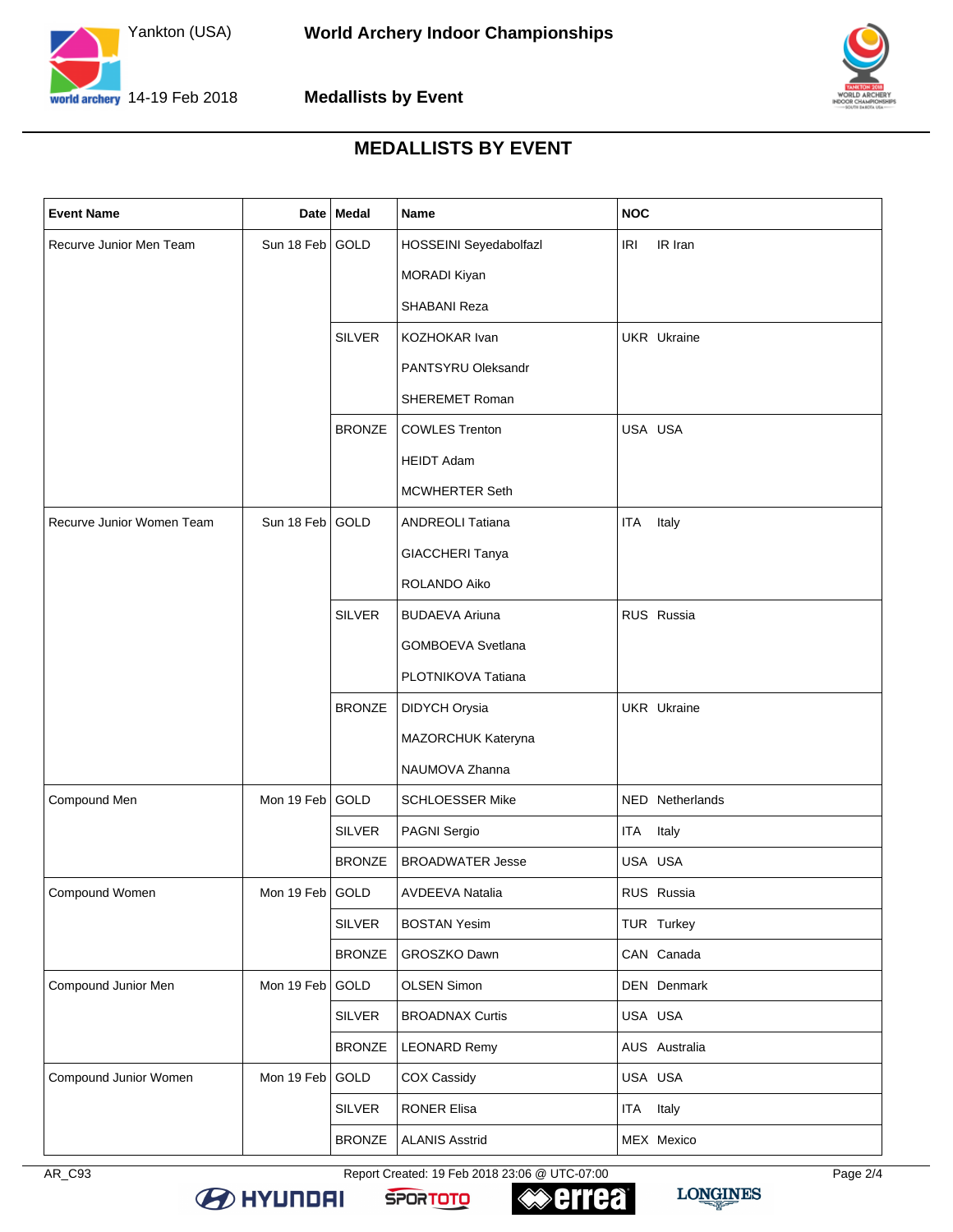# MEDALLISTS BY EVENT

| Event Name | Date | Medal | Name | NOC |
|---|---|---|---|---|
| Recurve Junior Men Team | Sun 18 Feb | GOLD | HOSSEINI Seyedabolfazl | IRI IR Iran |
| | | | MORADI Kiyan | |
| | | | SHABANI Reza | |
| | | SILVER | KOZHOKAR Ivan | UKR Ukraine |
| | | | PANTSYRU Oleksandr | |
| | | | SHEREMET Roman | |
| | | BRONZE | COWLES Trenton | USA USA |
| | | | HEIDT Adam | |
| | | | MCWHERTER Seth | |
| Recurve Junior Women Team | Sun 18 Feb | GOLD | ANDREOLI Tatiana | ITA Italy |
| | | | GIACCHERI Tanya | |
| | | | ROLANDO Aiko | |
| | | SILVER | BUDAEVA Ariuna | RUS Russia |
| | | | GOMBOEVA Svetlana | |
| | | | PLOTNIKOVA Tatiana | |
| | | BRONZE | DIDYCH Orysia | UKR Ukraine |
| | | | MAZORCHUK Kateryna | |
| | | | NAUMOVA Zhanna | |
| Compound Men | Mon 19 Feb | GOLD | SCHLOESSER Mike | NED Netherlands |
| | | SILVER | PAGNI Sergio | ITA Italy |
| | | BRONZE | BROADWATER Jesse | USA USA |
| Compound Women | Mon 19 Feb | GOLD | AVDEEVA Natalia | RUS Russia |
| | | SILVER | BOSTAN Yesim | TUR Turkey |
| | | BRONZE | GROSZKO Dawn | CAN Canada |
| Compound Junior Men | Mon 19 Feb | GOLD | OLSEN Simon | DEN Denmark |
| | | SILVER | BROADNAX Curtis | USA USA |
| | | BRONZE | LEONARD Remy | AUS Australia |
| Compound Junior Women | Mon 19 Feb | GOLD | COX Cassidy | USA USA |
| | | SILVER | RONER Elisa | ITA Italy |
| | | BRONZE | ALANIS Asstrid | MEX Mexico |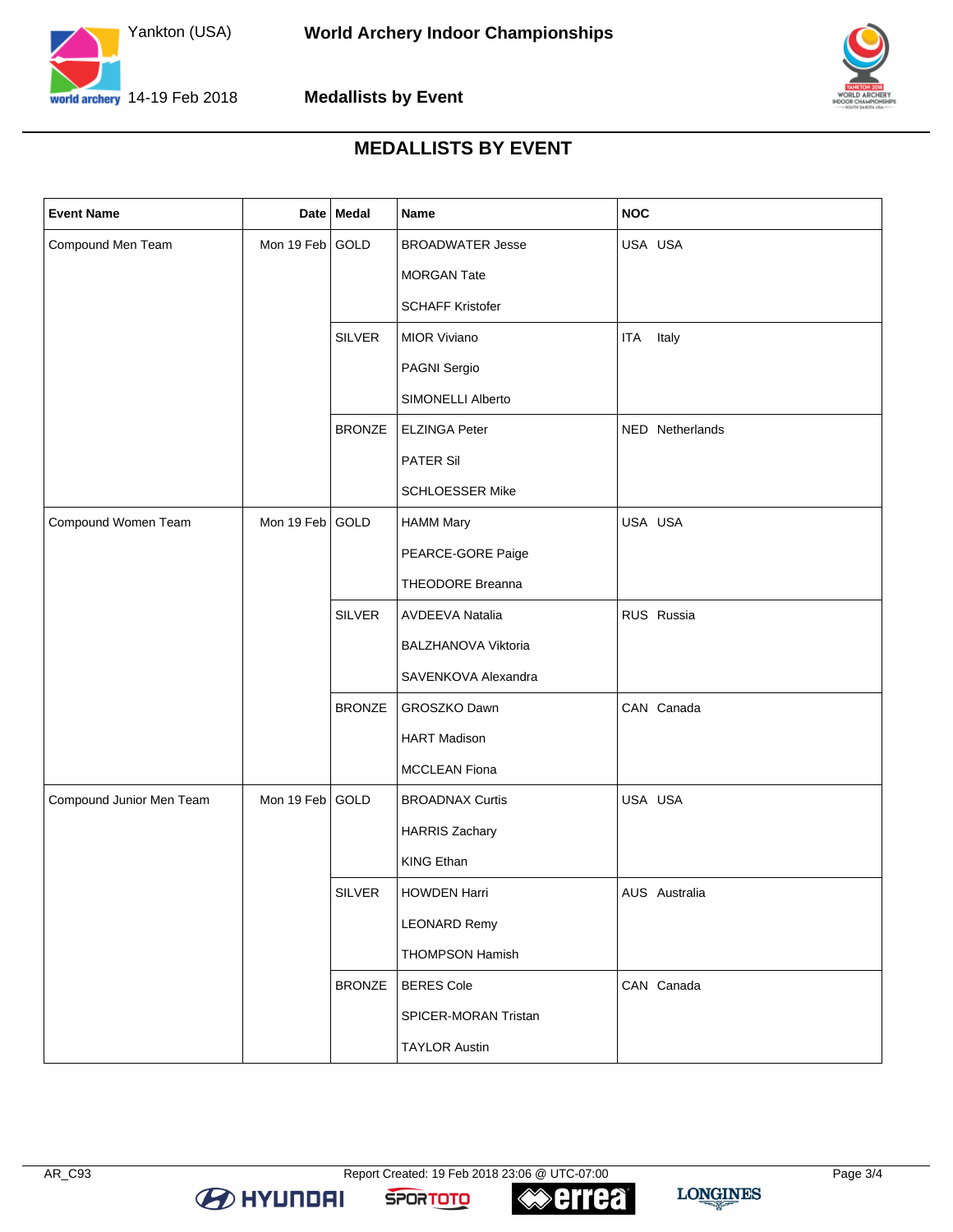# MEDALLISTS BY EVENT

| Event Name | Date | Medal | Name | NOC |
|---|---|---|---|---|
| Compound Men Team | Mon 19 Feb | GOLD | BROADWATER Jesse | USA USA |
| | | | MORGAN Tate | |
| | | | SCHAFF Kristofer | |
| | | SILVER | MIOR Viviano | ITA Italy |
| | | | PAGNI Sergio | |
| | | | SIMONELLI Alberto | |
| | | BRONZE | ELZINGA Peter | NED Netherlands |
| | | | PATER Sil | |
| | | | SCHLOESSER Mike | |
| Compound Women Team | Mon 19 Feb | GOLD | HAMM Mary | USA USA |
| | | | PEARCE-GORE Paige | |
| | | | THEODORE Breanna | |
| | | SILVER | AVDEEVA Natalia | RUS Russia |
| | | | BALZHANOVA Viktoria | |
| | | | SAVENKOVA Alexandra | |
| | | BRONZE | GROSZKO Dawn | CAN Canada |
| | | | HART Madison | |
| | | | MCCLEAN Fiona | |
| Compound Junior Men Team | Mon 19 Feb | GOLD | BROADNAX Curtis | USA USA |
| | | | HARRIS Zachary | |
| | | | KING Ethan | |
| | | SILVER | HOWDEN Harri | AUS Australia |
| | | | LEONARD Remy | |
| | | | THOMPSON Hamish | |
| | | BRONZE | BERES Cole | CAN Canada |
| | | | SPICER-MORAN Tristan | |
| | | | TAYLOR Austin | |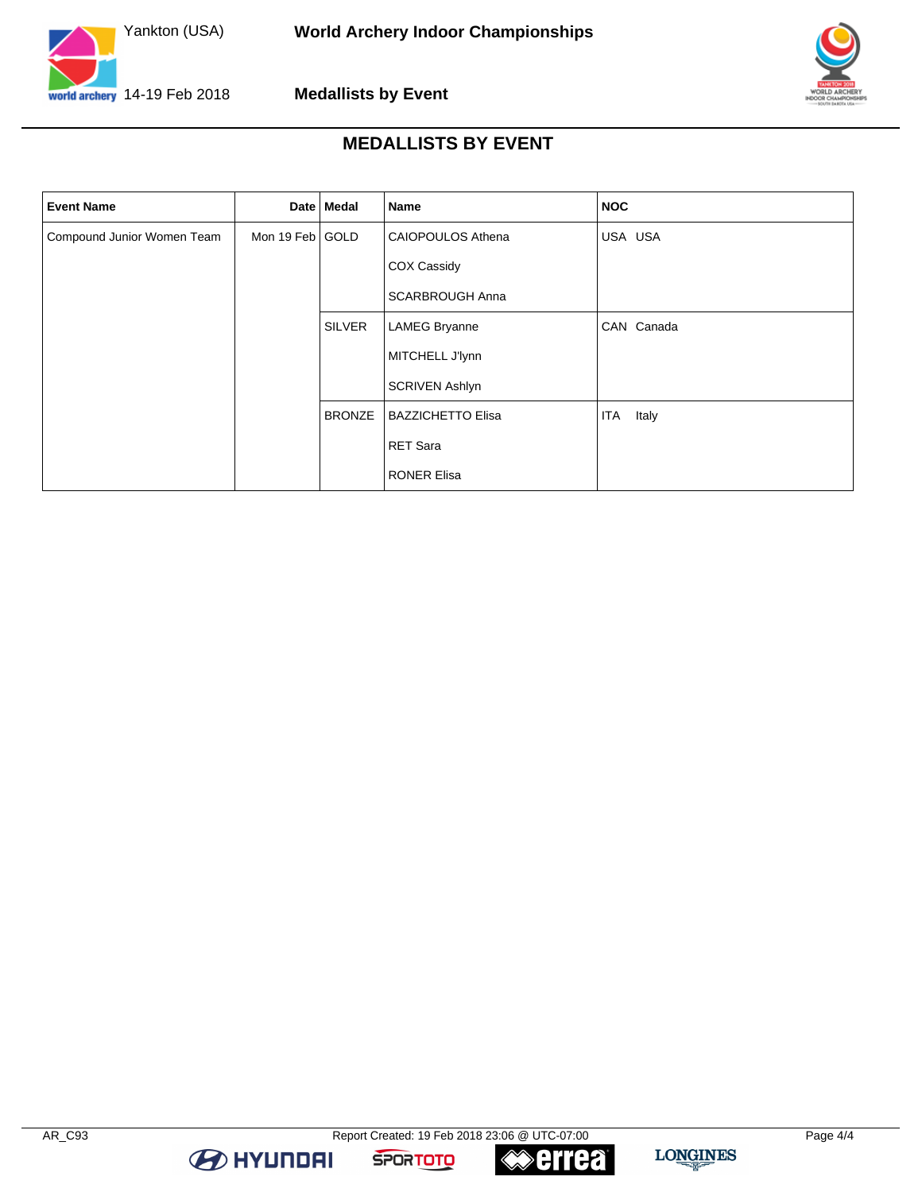## MEDALLISTS BY EVENT

| Event Name | Date | Medal | Name | NOC |
|---|---|---|---|---|
| Compound Junior Women Team | Mon 19 Feb | GOLD | CAIOPOULOS Athena | USA USA |
| | | | COX Cassidy | |
| | | | SCARBROUGH Anna | |
| | | SILVER | LAMEG Bryanne | CAN Canada |
| | | | MITCHELL J'lynn | |
| | | | SCRIVEN Ashlyn | |
| | | BRONZE | BAZZICHETTO Elisa | ITA Italy |
| | | | RET Sara | |
| | | | RONER Elisa | |

AR_C93 Report Created: 19 Feb 2018 23:06 @ UTC-07:00